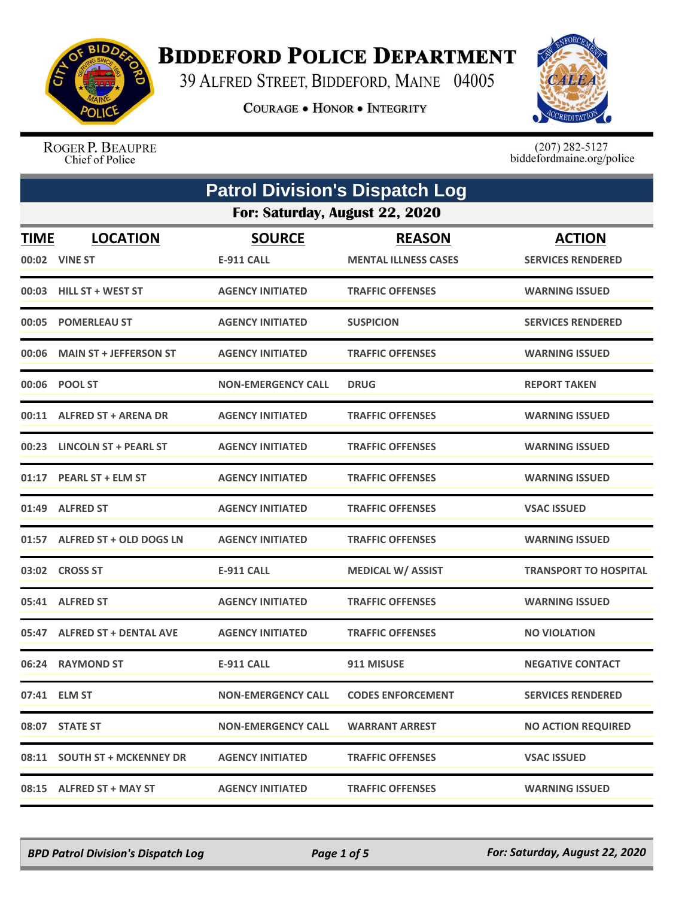# BIDDEFORD POLICE DEPARTMENT

39 ALFRED STREET, BIDDEFORD, MAINE 04005

COURAGE • HONOR • INTEGRITY

ROGER P. BEAUPRE
Chief of Police

(207) 282-5127
biddefordmaine.org/police

## Patrol Division's Dispatch Log

### For: Saturday, August 22, 2020

| TIME | LOCATION | SOURCE | REASON | ACTION |
|---|---|---|---|---|
| 00:02 | VINE ST | E-911 CALL | MENTAL ILLNESS CASES | SERVICES RENDERED |
| 00:03 | HILL ST + WEST ST | AGENCY INITIATED | TRAFFIC OFFENSES | WARNING ISSUED |
| 00:05 | POMERLEAU ST | AGENCY INITIATED | SUSPICION | SERVICES RENDERED |
| 00:06 | MAIN ST + JEFFERSON ST | AGENCY INITIATED | TRAFFIC OFFENSES | WARNING ISSUED |
| 00:06 | POOL ST | NON-EMERGENCY CALL | DRUG | REPORT TAKEN |
| 00:11 | ALFRED ST + ARENA DR | AGENCY INITIATED | TRAFFIC OFFENSES | WARNING ISSUED |
| 00:23 | LINCOLN ST + PEARL ST | AGENCY INITIATED | TRAFFIC OFFENSES | WARNING ISSUED |
| 01:17 | PEARL ST + ELM ST | AGENCY INITIATED | TRAFFIC OFFENSES | WARNING ISSUED |
| 01:49 | ALFRED ST | AGENCY INITIATED | TRAFFIC OFFENSES | VSAC ISSUED |
| 01:57 | ALFRED ST + OLD DOGS LN | AGENCY INITIATED | TRAFFIC OFFENSES | WARNING ISSUED |
| 03:02 | CROSS ST | E-911 CALL | MEDICAL W/ ASSIST | TRANSPORT TO HOSPITAL |
| 05:41 | ALFRED ST | AGENCY INITIATED | TRAFFIC OFFENSES | WARNING ISSUED |
| 05:47 | ALFRED ST + DENTAL AVE | AGENCY INITIATED | TRAFFIC OFFENSES | NO VIOLATION |
| 06:24 | RAYMOND ST | E-911 CALL | 911 MISUSE | NEGATIVE CONTACT |
| 07:41 | ELM ST | NON-EMERGENCY CALL | CODES ENFORCEMENT | SERVICES RENDERED |
| 08:07 | STATE ST | NON-EMERGENCY CALL | WARRANT ARREST | NO ACTION REQUIRED |
| 08:11 | SOUTH ST + MCKENNEY DR | AGENCY INITIATED | TRAFFIC OFFENSES | VSAC ISSUED |
| 08:15 | ALFRED ST + MAY ST | AGENCY INITIATED | TRAFFIC OFFENSES | WARNING ISSUED |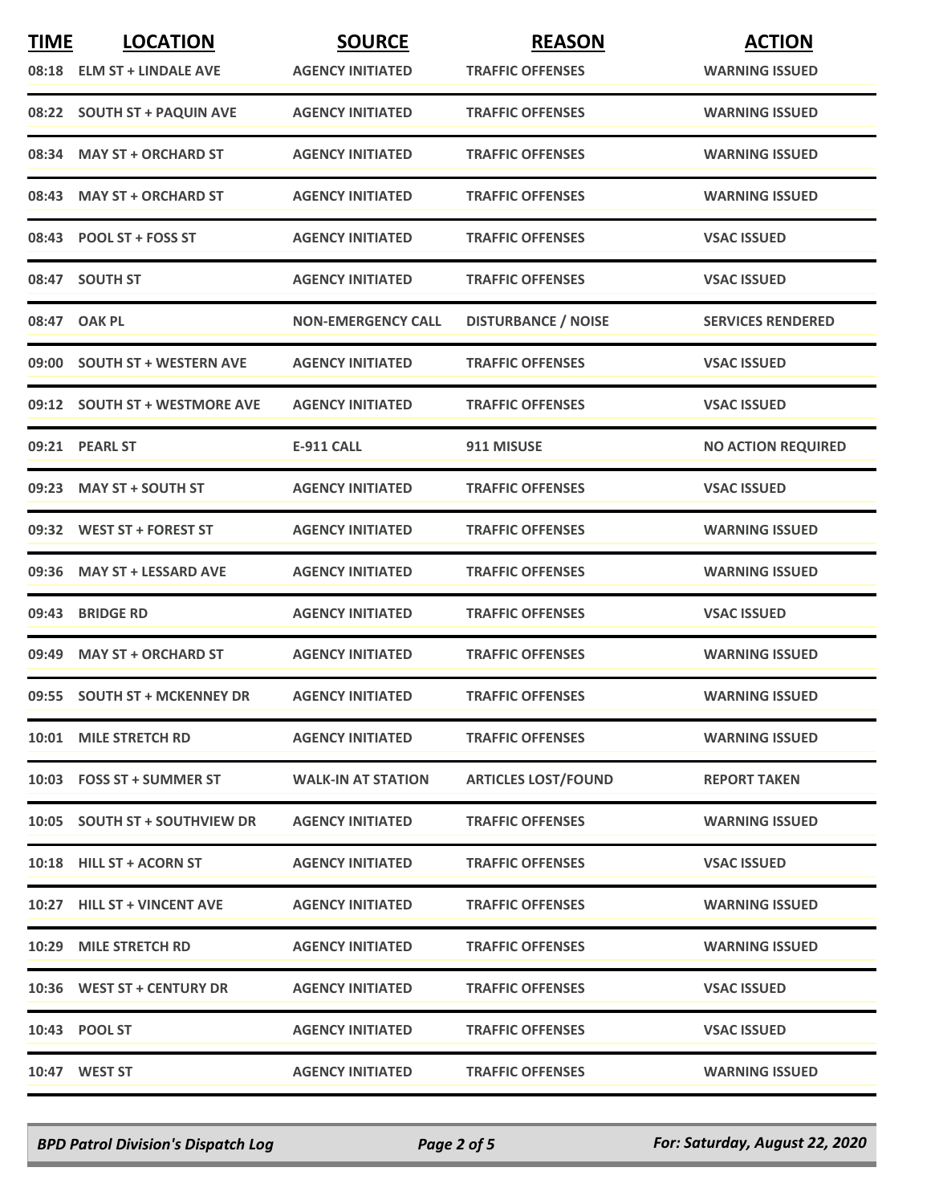| TIME | LOCATION | SOURCE | REASON | ACTION |
|---|---|---|---|---|
| 08:18 | ELM ST + LINDALE AVE | AGENCY INITIATED | TRAFFIC OFFENSES | WARNING ISSUED |
| 08:22 | SOUTH ST + PAQUIN AVE | AGENCY INITIATED | TRAFFIC OFFENSES | WARNING ISSUED |
| 08:34 | MAY ST + ORCHARD ST | AGENCY INITIATED | TRAFFIC OFFENSES | WARNING ISSUED |
| 08:43 | MAY ST + ORCHARD ST | AGENCY INITIATED | TRAFFIC OFFENSES | WARNING ISSUED |
| 08:43 | POOL ST + FOSS ST | AGENCY INITIATED | TRAFFIC OFFENSES | VSAC ISSUED |
| 08:47 | SOUTH ST | AGENCY INITIATED | TRAFFIC OFFENSES | VSAC ISSUED |
| 08:47 | OAK PL | NON-EMERGENCY CALL | DISTURBANCE / NOISE | SERVICES RENDERED |
| 09:00 | SOUTH ST + WESTERN AVE | AGENCY INITIATED | TRAFFIC OFFENSES | VSAC ISSUED |
| 09:12 | SOUTH ST + WESTMORE AVE | AGENCY INITIATED | TRAFFIC OFFENSES | VSAC ISSUED |
| 09:21 | PEARL ST | E-911 CALL | 911 MISUSE | NO ACTION REQUIRED |
| 09:23 | MAY ST + SOUTH ST | AGENCY INITIATED | TRAFFIC OFFENSES | VSAC ISSUED |
| 09:32 | WEST ST + FOREST ST | AGENCY INITIATED | TRAFFIC OFFENSES | WARNING ISSUED |
| 09:36 | MAY ST + LESSARD AVE | AGENCY INITIATED | TRAFFIC OFFENSES | WARNING ISSUED |
| 09:43 | BRIDGE RD | AGENCY INITIATED | TRAFFIC OFFENSES | VSAC ISSUED |
| 09:49 | MAY ST + ORCHARD ST | AGENCY INITIATED | TRAFFIC OFFENSES | WARNING ISSUED |
| 09:55 | SOUTH ST + MCKENNEY DR | AGENCY INITIATED | TRAFFIC OFFENSES | WARNING ISSUED |
| 10:01 | MILE STRETCH RD | AGENCY INITIATED | TRAFFIC OFFENSES | WARNING ISSUED |
| 10:03 | FOSS ST + SUMMER ST | WALK-IN AT STATION | ARTICLES LOST/FOUND | REPORT TAKEN |
| 10:05 | SOUTH ST + SOUTHVIEW DR | AGENCY INITIATED | TRAFFIC OFFENSES | WARNING ISSUED |
| 10:18 | HILL ST + ACORN ST | AGENCY INITIATED | TRAFFIC OFFENSES | VSAC ISSUED |
| 10:27 | HILL ST + VINCENT AVE | AGENCY INITIATED | TRAFFIC OFFENSES | WARNING ISSUED |
| 10:29 | MILE STRETCH RD | AGENCY INITIATED | TRAFFIC OFFENSES | WARNING ISSUED |
| 10:36 | WEST ST + CENTURY DR | AGENCY INITIATED | TRAFFIC OFFENSES | VSAC ISSUED |
| 10:43 | POOL ST | AGENCY INITIATED | TRAFFIC OFFENSES | VSAC ISSUED |
| 10:47 | WEST ST | AGENCY INITIATED | TRAFFIC OFFENSES | WARNING ISSUED |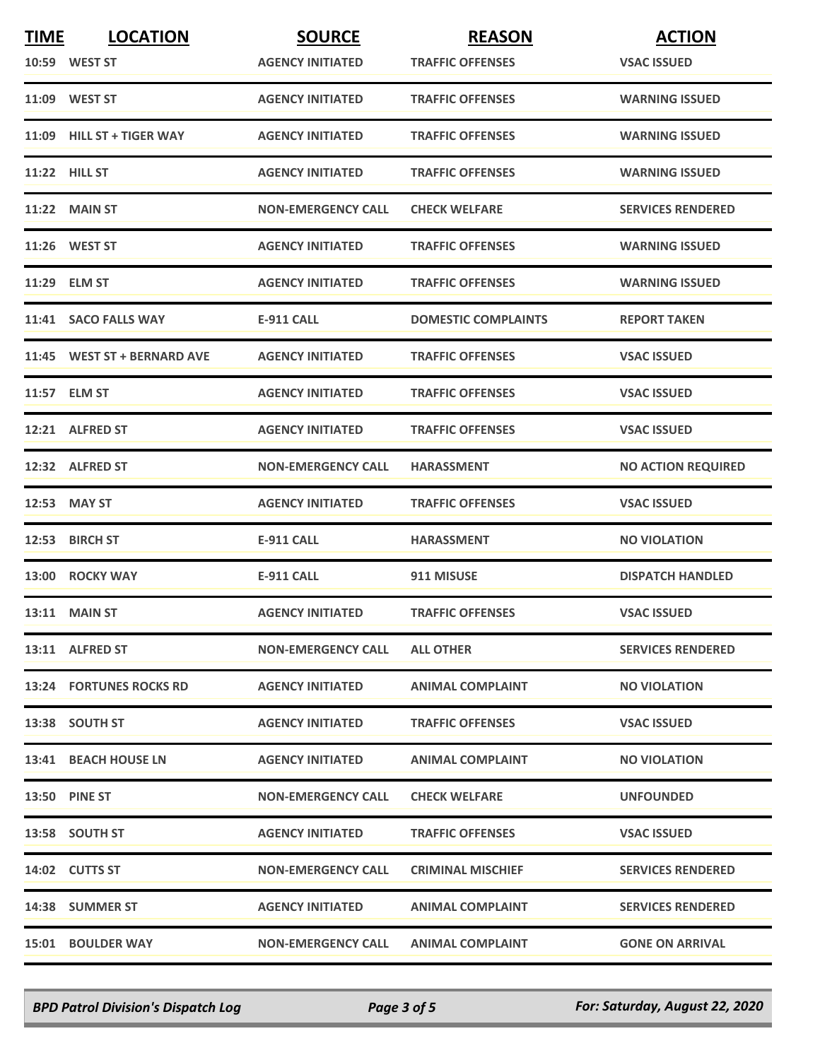| TIME | LOCATION | SOURCE | REASON | ACTION |
|---|---|---|---|---|
| 10:59 | WEST ST | AGENCY INITIATED | TRAFFIC OFFENSES | VSAC ISSUED |
| 11:09 | WEST ST | AGENCY INITIATED | TRAFFIC OFFENSES | WARNING ISSUED |
| 11:09 | HILL ST + TIGER WAY | AGENCY INITIATED | TRAFFIC OFFENSES | WARNING ISSUED |
| 11:22 | HILL ST | AGENCY INITIATED | TRAFFIC OFFENSES | WARNING ISSUED |
| 11:22 | MAIN ST | NON-EMERGENCY CALL | CHECK WELFARE | SERVICES RENDERED |
| 11:26 | WEST ST | AGENCY INITIATED | TRAFFIC OFFENSES | WARNING ISSUED |
| 11:29 | ELM ST | AGENCY INITIATED | TRAFFIC OFFENSES | WARNING ISSUED |
| 11:41 | SACO FALLS WAY | E-911 CALL | DOMESTIC COMPLAINTS | REPORT TAKEN |
| 11:45 | WEST ST + BERNARD AVE | AGENCY INITIATED | TRAFFIC OFFENSES | VSAC ISSUED |
| 11:57 | ELM ST | AGENCY INITIATED | TRAFFIC OFFENSES | VSAC ISSUED |
| 12:21 | ALFRED ST | AGENCY INITIATED | TRAFFIC OFFENSES | VSAC ISSUED |
| 12:32 | ALFRED ST | NON-EMERGENCY CALL | HARASSMENT | NO ACTION REQUIRED |
| 12:53 | MAY ST | AGENCY INITIATED | TRAFFIC OFFENSES | VSAC ISSUED |
| 12:53 | BIRCH ST | E-911 CALL | HARASSMENT | NO VIOLATION |
| 13:00 | ROCKY WAY | E-911 CALL | 911 MISUSE | DISPATCH HANDLED |
| 13:11 | MAIN ST | AGENCY INITIATED | TRAFFIC OFFENSES | VSAC ISSUED |
| 13:11 | ALFRED ST | NON-EMERGENCY CALL | ALL OTHER | SERVICES RENDERED |
| 13:24 | FORTUNES ROCKS RD | AGENCY INITIATED | ANIMAL COMPLAINT | NO VIOLATION |
| 13:38 | SOUTH ST | AGENCY INITIATED | TRAFFIC OFFENSES | VSAC ISSUED |
| 13:41 | BEACH HOUSE LN | AGENCY INITIATED | ANIMAL COMPLAINT | NO VIOLATION |
| 13:50 | PINE ST | NON-EMERGENCY CALL | CHECK WELFARE | UNFOUNDED |
| 13:58 | SOUTH ST | AGENCY INITIATED | TRAFFIC OFFENSES | VSAC ISSUED |
| 14:02 | CUTTS ST | NON-EMERGENCY CALL | CRIMINAL MISCHIEF | SERVICES RENDERED |
| 14:38 | SUMMER ST | AGENCY INITIATED | ANIMAL COMPLAINT | SERVICES RENDERED |
| 15:01 | BOULDER WAY | NON-EMERGENCY CALL | ANIMAL COMPLAINT | GONE ON ARRIVAL |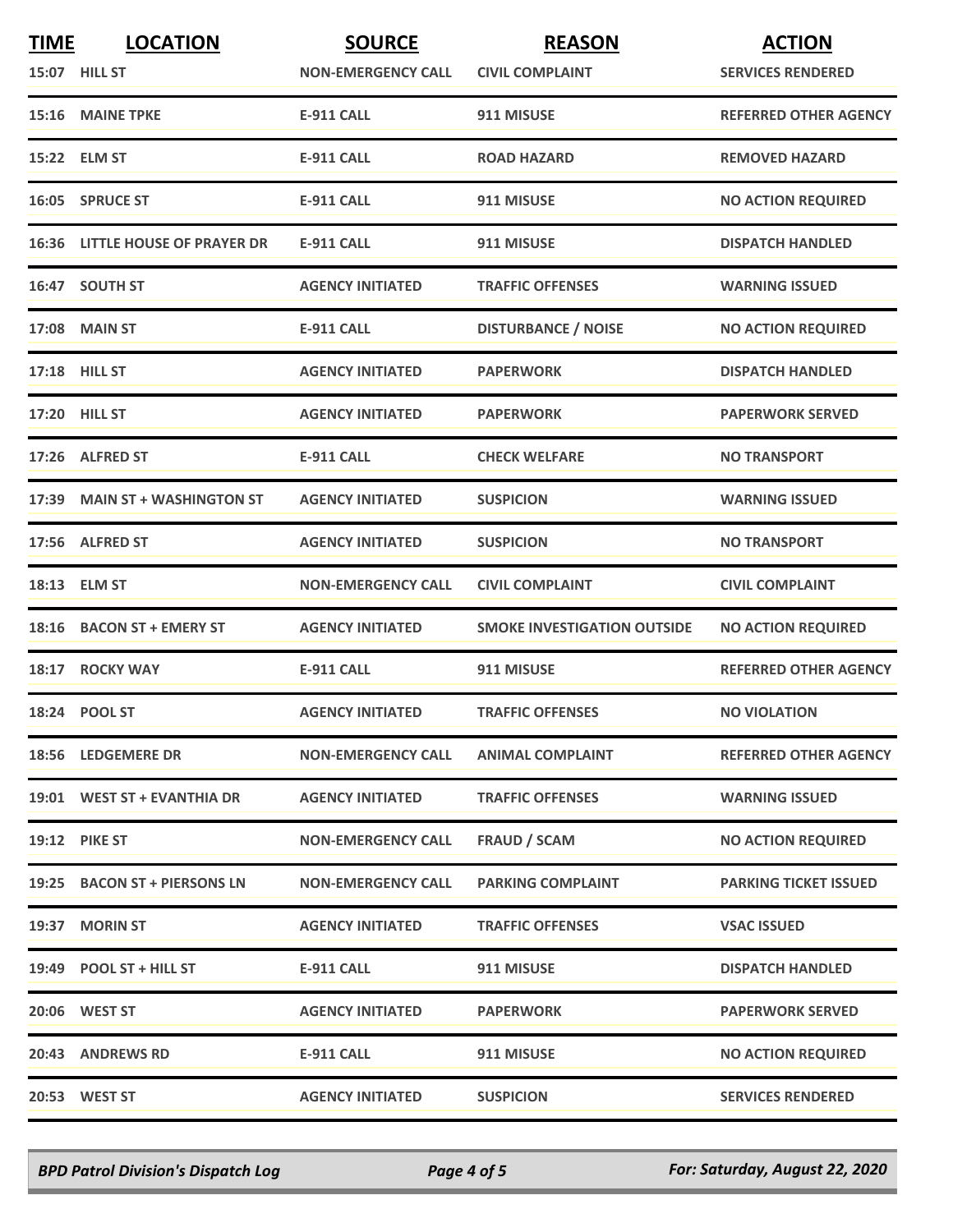| TIME | LOCATION | SOURCE | REASON | ACTION |
|---|---|---|---|---|
| 15:07 | HILL ST | NON-EMERGENCY CALL | CIVIL COMPLAINT | SERVICES RENDERED |
| 15:16 | MAINE TPKE | E-911 CALL | 911 MISUSE | REFERRED OTHER AGENCY |
| 15:22 | ELM ST | E-911 CALL | ROAD HAZARD | REMOVED HAZARD |
| 16:05 | SPRUCE ST | E-911 CALL | 911 MISUSE | NO ACTION REQUIRED |
| 16:36 | LITTLE HOUSE OF PRAYER DR | E-911 CALL | 911 MISUSE | DISPATCH HANDLED |
| 16:47 | SOUTH ST | AGENCY INITIATED | TRAFFIC OFFENSES | WARNING ISSUED |
| 17:08 | MAIN ST | E-911 CALL | DISTURBANCE / NOISE | NO ACTION REQUIRED |
| 17:18 | HILL ST | AGENCY INITIATED | PAPERWORK | DISPATCH HANDLED |
| 17:20 | HILL ST | AGENCY INITIATED | PAPERWORK | PAPERWORK SERVED |
| 17:26 | ALFRED ST | E-911 CALL | CHECK WELFARE | NO TRANSPORT |
| 17:39 | MAIN ST + WASHINGTON ST | AGENCY INITIATED | SUSPICION | WARNING ISSUED |
| 17:56 | ALFRED ST | AGENCY INITIATED | SUSPICION | NO TRANSPORT |
| 18:13 | ELM ST | NON-EMERGENCY CALL | CIVIL COMPLAINT | CIVIL COMPLAINT |
| 18:16 | BACON ST + EMERY ST | AGENCY INITIATED | SMOKE INVESTIGATION OUTSIDE | NO ACTION REQUIRED |
| 18:17 | ROCKY WAY | E-911 CALL | 911 MISUSE | REFERRED OTHER AGENCY |
| 18:24 | POOL ST | AGENCY INITIATED | TRAFFIC OFFENSES | NO VIOLATION |
| 18:56 | LEDGEMERE DR | NON-EMERGENCY CALL | ANIMAL COMPLAINT | REFERRED OTHER AGENCY |
| 19:01 | WEST ST + EVANTHIA DR | AGENCY INITIATED | TRAFFIC OFFENSES | WARNING ISSUED |
| 19:12 | PIKE ST | NON-EMERGENCY CALL | FRAUD / SCAM | NO ACTION REQUIRED |
| 19:25 | BACON ST + PIERSONS LN | NON-EMERGENCY CALL | PARKING COMPLAINT | PARKING TICKET ISSUED |
| 19:37 | MORIN ST | AGENCY INITIATED | TRAFFIC OFFENSES | VSAC ISSUED |
| 19:49 | POOL ST + HILL ST | E-911 CALL | 911 MISUSE | DISPATCH HANDLED |
| 20:06 | WEST ST | AGENCY INITIATED | PAPERWORK | PAPERWORK SERVED |
| 20:43 | ANDREWS RD | E-911 CALL | 911 MISUSE | NO ACTION REQUIRED |
| 20:53 | WEST ST | AGENCY INITIATED | SUSPICION | SERVICES RENDERED |

*BPD Patrol Division's Dispatch Log* — *For: Saturday, August 22, 2020*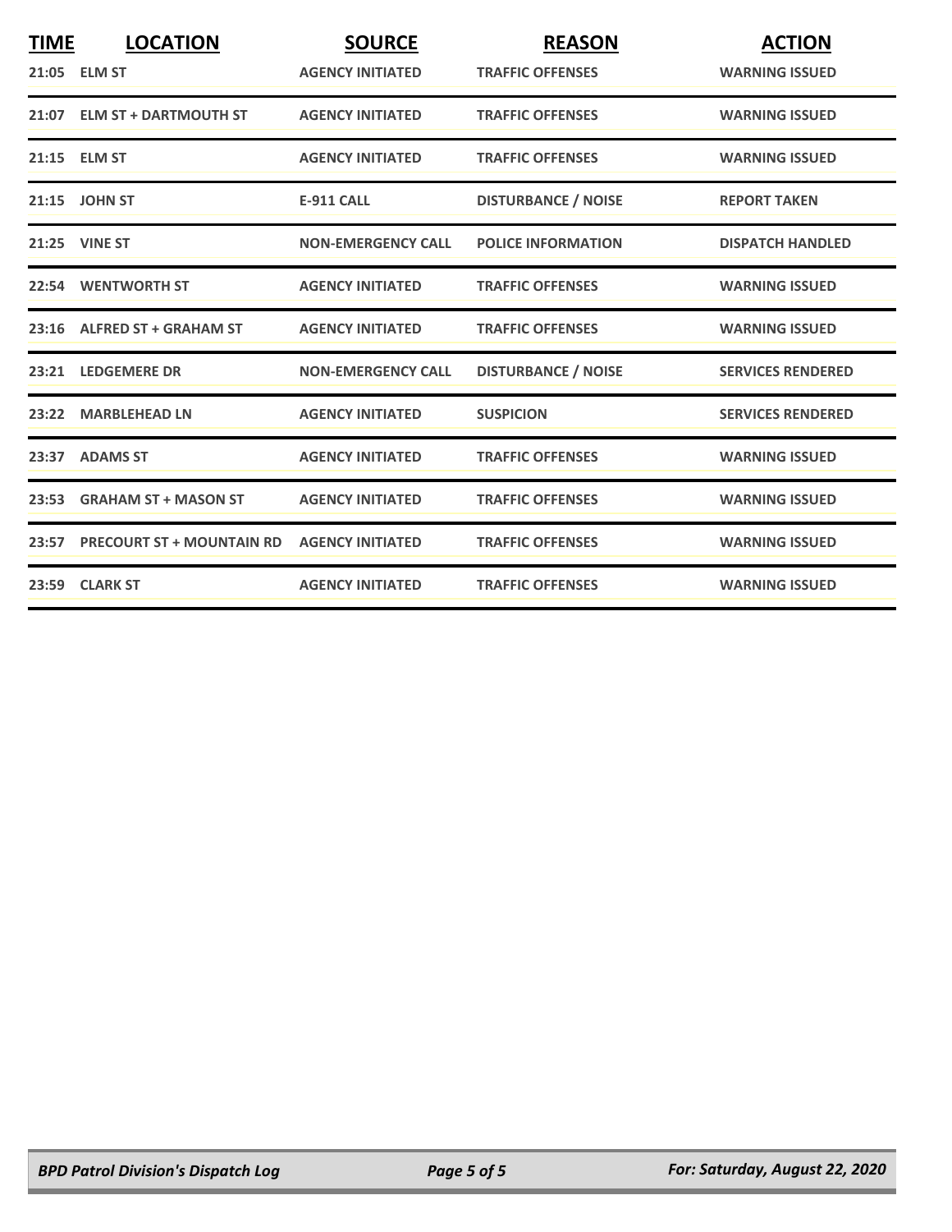| TIME | LOCATION | SOURCE | REASON | ACTION |
|---|---|---|---|---|
| 21:05 | ELM ST | AGENCY INITIATED | TRAFFIC OFFENSES | WARNING ISSUED |
| 21:07 | ELM ST + DARTMOUTH ST | AGENCY INITIATED | TRAFFIC OFFENSES | WARNING ISSUED |
| 21:15 | ELM ST | AGENCY INITIATED | TRAFFIC OFFENSES | WARNING ISSUED |
| 21:15 | JOHN ST | E-911 CALL | DISTURBANCE / NOISE | REPORT TAKEN |
| 21:25 | VINE ST | NON-EMERGENCY CALL | POLICE INFORMATION | DISPATCH HANDLED |
| 22:54 | WENTWORTH ST | AGENCY INITIATED | TRAFFIC OFFENSES | WARNING ISSUED |
| 23:16 | ALFRED ST + GRAHAM ST | AGENCY INITIATED | TRAFFIC OFFENSES | WARNING ISSUED |
| 23:21 | LEDGEMERE DR | NON-EMERGENCY CALL | DISTURBANCE / NOISE | SERVICES RENDERED |
| 23:22 | MARBLEHEAD LN | AGENCY INITIATED | SUSPICION | SERVICES RENDERED |
| 23:37 | ADAMS ST | AGENCY INITIATED | TRAFFIC OFFENSES | WARNING ISSUED |
| 23:53 | GRAHAM ST + MASON ST | AGENCY INITIATED | TRAFFIC OFFENSES | WARNING ISSUED |
| 23:57 | PRECOURT ST + MOUNTAIN RD | AGENCY INITIATED | TRAFFIC OFFENSES | WARNING ISSUED |
| 23:59 | CLARK ST | AGENCY INITIATED | TRAFFIC OFFENSES | WARNING ISSUED |